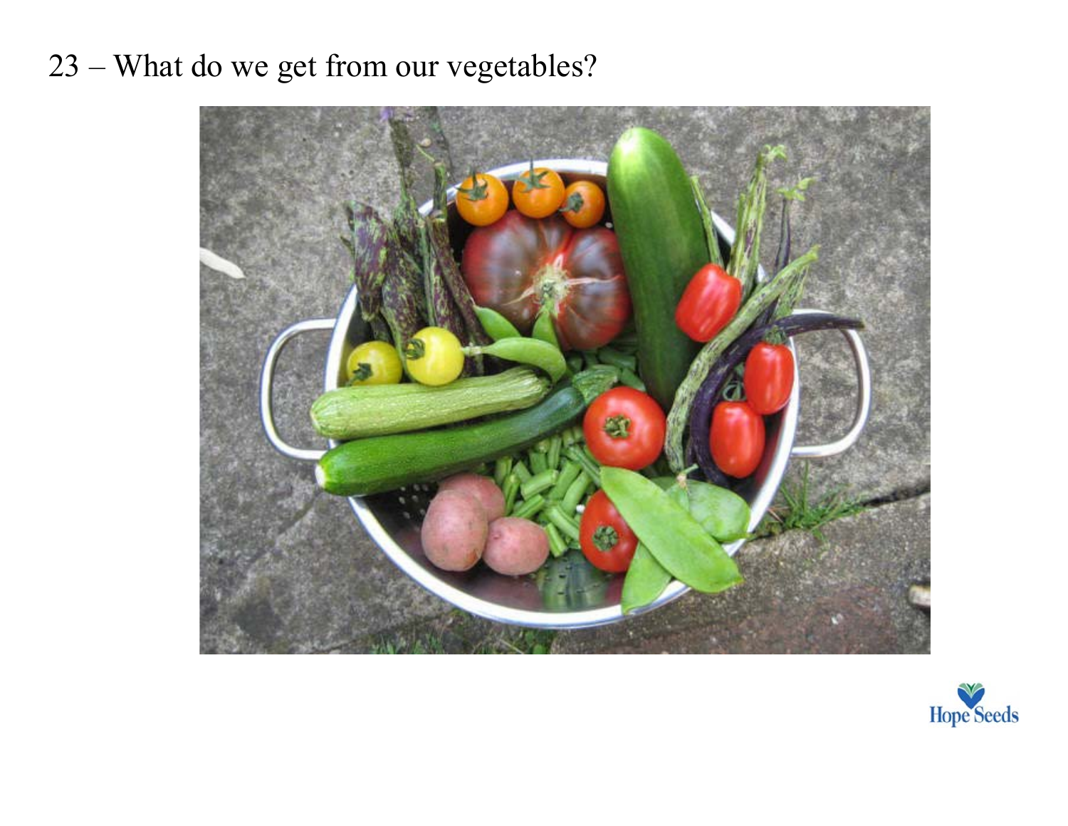# 23 – What do we get from our vegetables?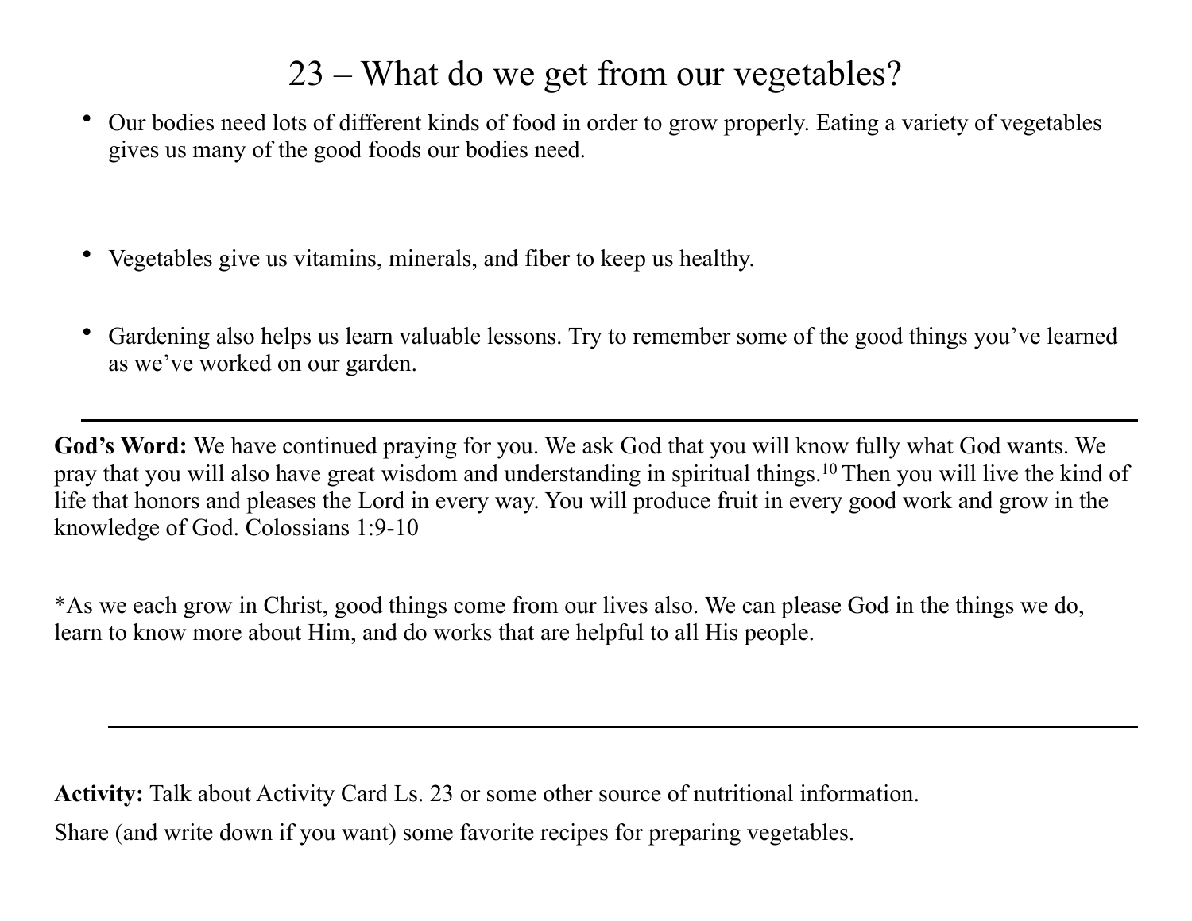# 23 – What do we get from our vegetables?

- Our bodies need lots of different kinds of food in order to grow properly. Eating a variety of vegetables gives us many of the good foods our bodies need.

- Vegetables give us vitamins, minerals, and fiber to keep us healthy.

- Gardening also helps us learn valuable lessons. Try to remember some of the good things you've learned as we've worked on our garden.

---

**God's Word:** We have continued praying for you. We ask God that you will know fully what God wants. We pray that you will also have great wisdom and understanding in spiritual things.[10] Then you will live the kind of life that honors and pleases the Lord in every way. You will produce fruit in every good work and grow in the knowledge of God. Colossians 1:9-10

*As we each grow in Christ, good things come from our lives also. We can please God in the things we do, learn to know more about Him, and do works that are helpful to all His people.

---

**Activity:** Talk about Activity Card Ls. 23 or some other source of nutritional information.

Share (and write down if you want) some favorite recipes for preparing vegetables.